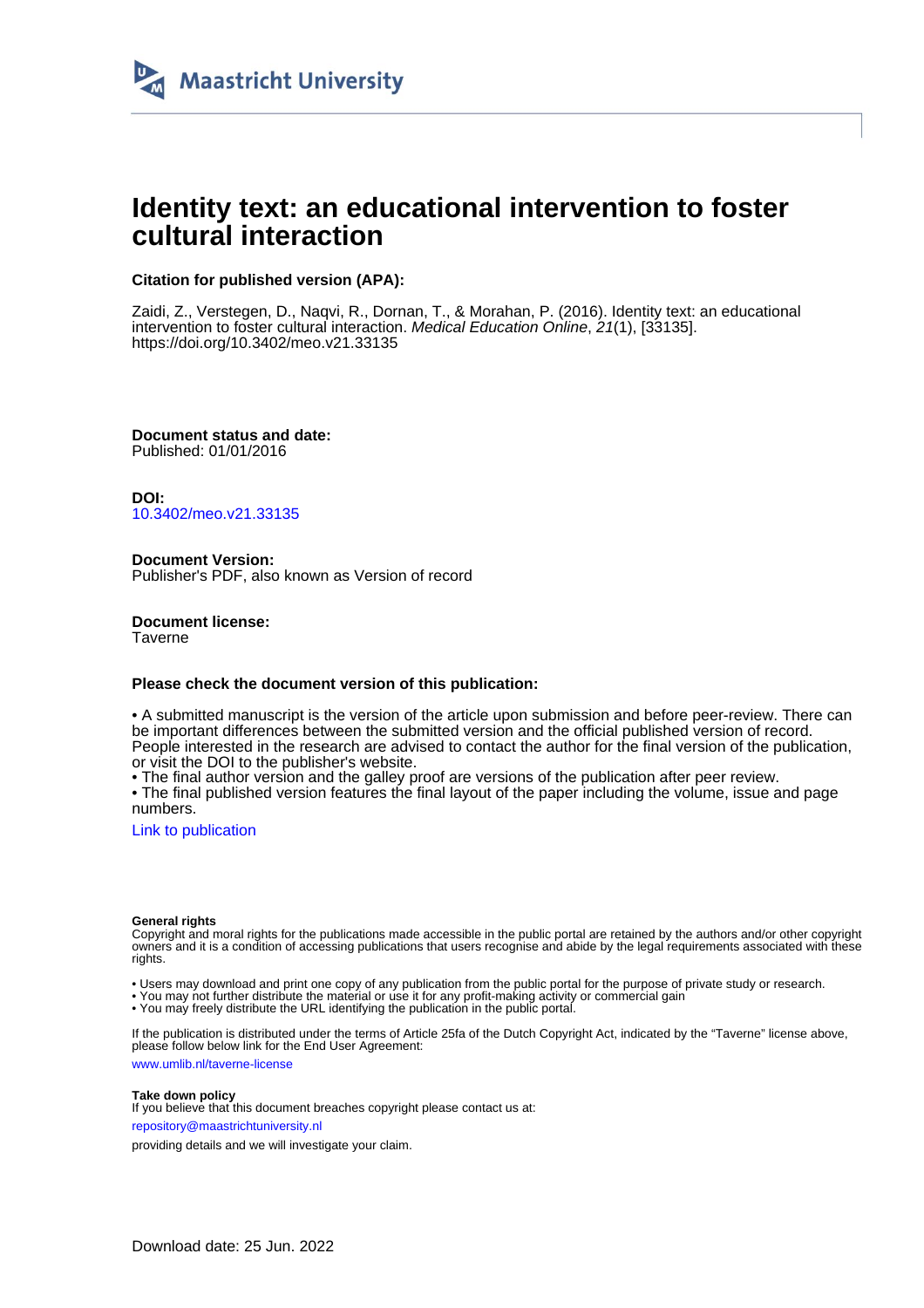Maastricht University

# Identity text: an educational intervention to foster cultural interaction

**Citation for published version (APA):**

Zaidi, Z., Verstegen, D., Naqvi, R., Dornan, T., & Morahan, P. (2016). Identity text: an educational intervention to foster cultural interaction. *Medical Education Online*, *21*(1), [33135]. https://doi.org/10.3402/meo.v21.33135

**Document status and date:**
Published: 01/01/2016

**DOI:**
10.3402/meo.v21.33135

**Document Version:**
Publisher's PDF, also known as Version of record

**Document license:**
Taverne

**Please check the document version of this publication:**

• A submitted manuscript is the version of the article upon submission and before peer-review. There can be important differences between the submitted version and the official published version of record. People interested in the research are advised to contact the author for the final version of the publication, or visit the DOI to the publisher's website.
• The final author version and the galley proof are versions of the publication after peer review.
• The final published version features the final layout of the paper including the volume, issue and page numbers.

Link to publication

**General rights**
Copyright and moral rights for the publications made accessible in the public portal are retained by the authors and/or other copyright owners and it is a condition of accessing publications that users recognise and abide by the legal requirements associated with these rights.

• Users may download and print one copy of any publication from the public portal for the purpose of private study or research.
• You may not further distribute the material or use it for any profit-making activity or commercial gain
• You may freely distribute the URL identifying the publication in the public portal.

If the publication is distributed under the terms of Article 25fa of the Dutch Copyright Act, indicated by the "Taverne" license above, please follow below link for the End User Agreement:

www.umlib.nl/taverne-license

**Take down policy**
If you believe that this document breaches copyright please contact us at:

repository@maastrichtuniversity.nl

providing details and we will investigate your claim.

Download date: 25 Jun. 2022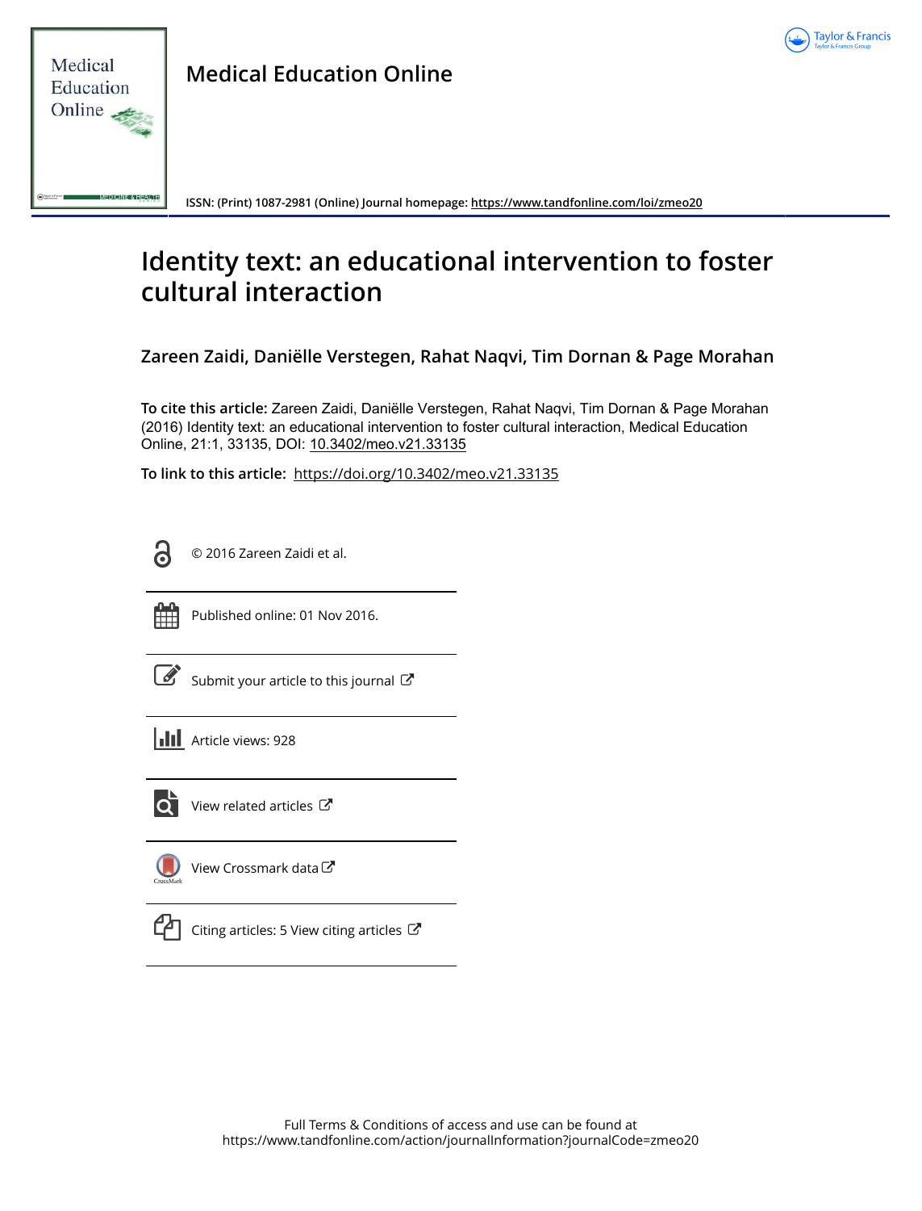# Identity text: an educational intervention to foster cultural interaction

**Zareen Zaidi, Daniëlle Verstegen, Rahat Naqvi, Tim Dornan & Page Morahan**

**To cite this article:** Zareen Zaidi, Daniëlle Verstegen, Rahat Naqvi, Tim Dornan & Page Morahan (2016) Identity text: an educational intervention to foster cultural interaction, Medical Education Online, 21:1, 33135, DOI: 10.3402/meo.v21.33135

**To link to this article:** https://doi.org/10.3402/meo.v21.33135

© 2016 Zareen Zaidi et al.

Published online: 01 Nov 2016.

Submit your article to this journal

Article views: 928

View related articles

View Crossmark data

Citing articles: 5 View citing articles

Full Terms & Conditions of access and use can be found at https://www.tandfonline.com/action/journalInformation?journalCode=zmeo20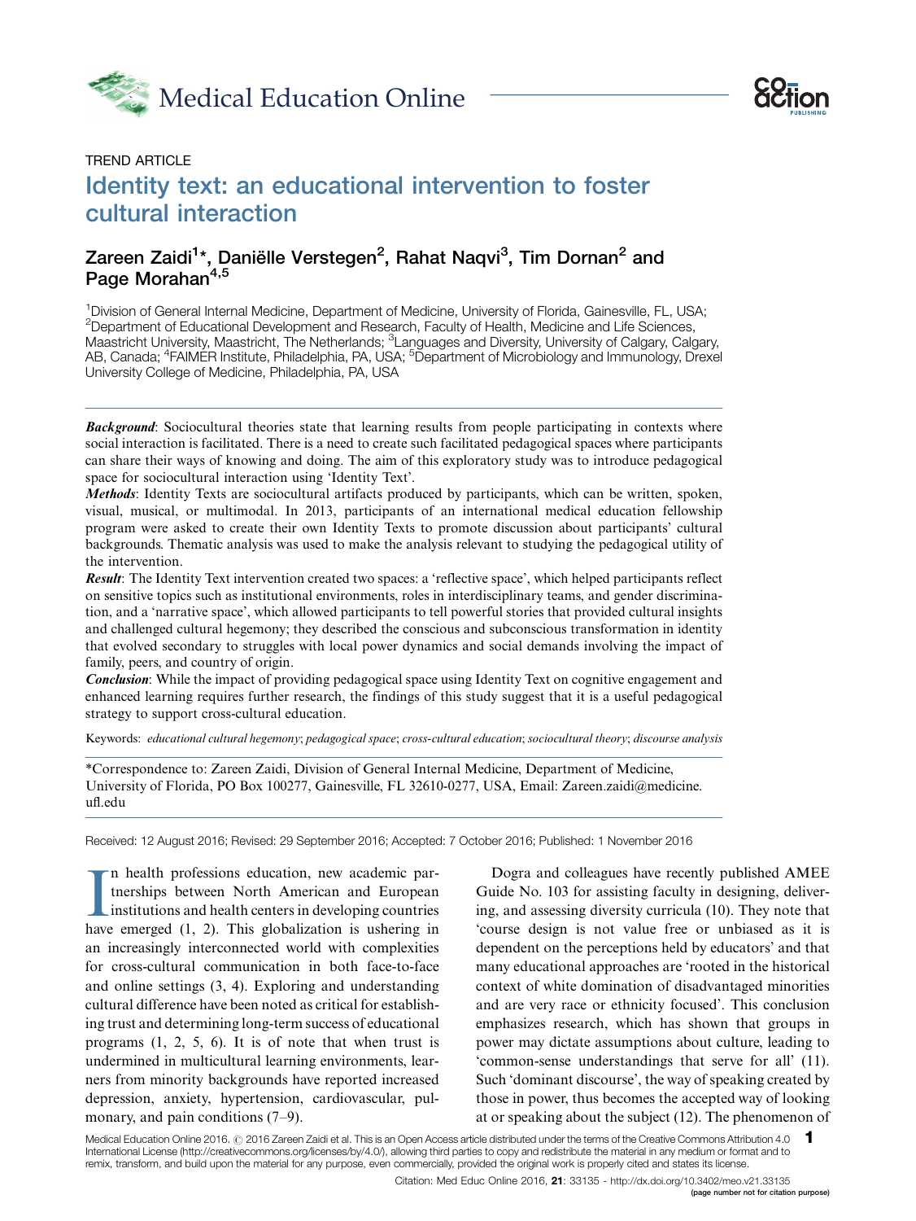TREND ARTICLE

# Identity text: an educational intervention to foster cultural interaction

## Zareen Zaidi[1]*, Daniëlle Verstegen[2], Rahat Naqvi[3], Tim Dornan[2] and Page Morahan[4,5]

[1]Division of General Internal Medicine, Department of Medicine, University of Florida, Gainesville, FL, USA; [2]Department of Educational Development and Research, Faculty of Health, Medicine and Life Sciences, Maastricht University, Maastricht, The Netherlands; [3]Languages and Diversity, University of Calgary, Calgary, AB, Canada; [4]FAIMER Institute, Philadelphia, PA, USA; [5]Department of Microbiology and Immunology, Drexel University College of Medicine, Philadelphia, PA, USA

***Background***: Sociocultural theories state that learning results from people participating in contexts where social interaction is facilitated. There is a need to create such facilitated pedagogical spaces where participants can share their ways of knowing and doing. The aim of this exploratory study was to introduce pedagogical space for sociocultural interaction using 'Identity Text'.

***Methods***: Identity Texts are sociocultural artifacts produced by participants, which can be written, spoken, visual, musical, or multimodal. In 2013, participants of an international medical education fellowship program were asked to create their own Identity Texts to promote discussion about participants' cultural backgrounds. Thematic analysis was used to make the analysis relevant to studying the pedagogical utility of the intervention.

***Result***: The Identity Text intervention created two spaces: a 'reflective space', which helped participants reflect on sensitive topics such as institutional environments, roles in interdisciplinary teams, and gender discrimination, and a 'narrative space', which allowed participants to tell powerful stories that provided cultural insights and challenged cultural hegemony; they described the conscious and subconscious transformation in identity that evolved secondary to struggles with local power dynamics and social demands involving the impact of family, peers, and country of origin.

***Conclusion***: While the impact of providing pedagogical space using Identity Text on cognitive engagement and enhanced learning requires further research, the findings of this study suggest that it is a useful pedagogical strategy to support cross-cultural education.

Keywords: *educational cultural hegemony*; *pedagogical space*; *cross-cultural education*; *sociocultural theory*; *discourse analysis*

*Correspondence to: Zareen Zaidi, Division of General Internal Medicine, Department of Medicine, University of Florida, PO Box 100277, Gainesville, FL 32610-0277, USA, Email: Zareen.zaidi@medicine.ufl.edu

Received: 12 August 2016; Revised: 29 September 2016; Accepted: 7 October 2016; Published: 1 November 2016

In health professions education, new academic partnerships between North American and European institutions and health centers in developing countries have emerged (1, 2). This globalization is ushering in an increasingly interconnected world with complexities for cross-cultural communication in both face-to-face and online settings (3, 4). Exploring and understanding cultural difference have been noted as critical for establishing trust and determining long-term success of educational programs (1, 2, 5, 6). It is of note that when trust is undermined in multicultural learning environments, learners from minority backgrounds have reported increased depression, anxiety, hypertension, cardiovascular, pulmonary, and pain conditions (7–9).

Dogra and colleagues have recently published AMEE Guide No. 103 for assisting faculty in designing, delivering, and assessing diversity curricula (10). They note that 'course design is not value free or unbiased as it is dependent on the perceptions held by educators' and that many educational approaches are 'rooted in the historical context of white domination of disadvantaged minorities and are very race or ethnicity focused'. This conclusion emphasizes research, which has shown that groups in power may dictate assumptions about culture, leading to 'common-sense understandings that serve for all' (11). Such 'dominant discourse', the way of speaking created by those in power, thus becomes the accepted way of looking at or speaking about the subject (12). The phenomenon of

Medical Education Online 2016. © 2016 Zareen Zaidi et al. This is an Open Access article distributed under the terms of the Creative Commons Attribution 4.0 International License (http://creativecommons.org/licenses/by/4.0/), allowing third parties to copy and redistribute the material in any medium or format and to remix, transform, and build upon the material for any purpose, even commercially, provided the original work is properly cited and states its license.

Citation: Med Educ Online 2016, 21: 33135 - http://dx.doi.org/10.3402/meo.v21.33135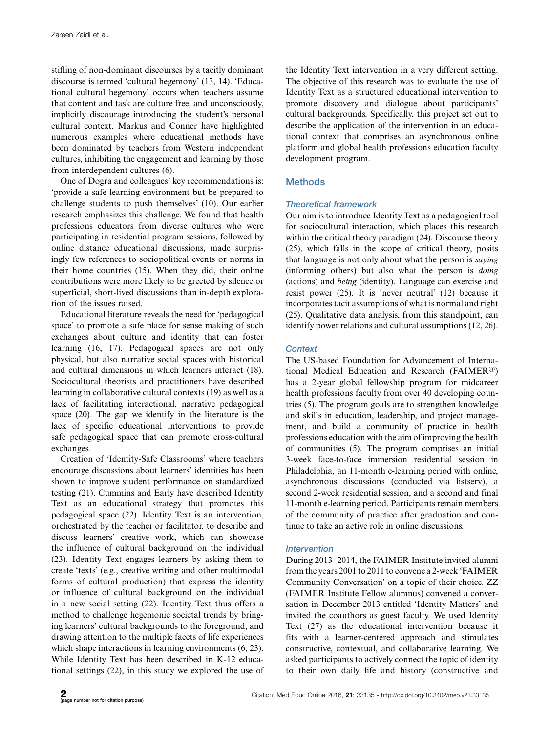stifling of non-dominant discourses by a tacitly dominant discourse is termed 'cultural hegemony' (13, 14). 'Educational cultural hegemony' occurs when teachers assume that content and task are culture free, and unconsciously, implicitly discourage introducing the student's personal cultural context. Markus and Conner have highlighted numerous examples where educational methods have been dominated by teachers from Western independent cultures, inhibiting the engagement and learning by those from interdependent cultures (6).

One of Dogra and colleagues' key recommendations is: 'provide a safe learning environment but be prepared to challenge students to push themselves' (10). Our earlier research emphasizes this challenge. We found that health professions educators from diverse cultures who were participating in residential program sessions, followed by online distance educational discussions, made surprisingly few references to sociopolitical events or norms in their home countries (15). When they did, their online contributions were more likely to be greeted by silence or superficial, short-lived discussions than in-depth exploration of the issues raised.

Educational literature reveals the need for 'pedagogical space' to promote a safe place for sense making of such exchanges about culture and identity that can foster learning (16, 17). Pedagogical spaces are not only physical, but also narrative social spaces with historical and cultural dimensions in which learners interact (18). Sociocultural theorists and practitioners have described learning in collaborative cultural contexts (19) as well as a lack of facilitating interactional, narrative pedagogical space (20). The gap we identify in the literature is the lack of specific educational interventions to provide safe pedagogical space that can promote cross-cultural exchanges.

Creation of 'Identity-Safe Classrooms' where teachers encourage discussions about learners' identities has been shown to improve student performance on standardized testing (21). Cummins and Early have described Identity Text as an educational strategy that promotes this pedagogical space (22). Identity Text is an intervention, orchestrated by the teacher or facilitator, to describe and discuss learners' creative work, which can showcase the influence of cultural background on the individual (23). Identity Text engages learners by asking them to create 'texts' (e.g., creative writing and other multimodal forms of cultural production) that express the identity or influence of cultural background on the individual in a new social setting (22). Identity Text thus offers a method to challenge hegemonic societal trends by bringing learners' cultural backgrounds to the foreground, and drawing attention to the multiple facets of life experiences which shape interactions in learning environments (6, 23). While Identity Text has been described in K-12 educational settings (22), in this study we explored the use of the Identity Text intervention in a very different setting. The objective of this research was to evaluate the use of Identity Text as a structured educational intervention to promote discovery and dialogue about participants' cultural backgrounds. Specifically, this project set out to describe the application of the intervention in an educational context that comprises an asynchronous online platform and global health professions education faculty development program.

## Methods

### Theoretical framework

Our aim is to introduce Identity Text as a pedagogical tool for sociocultural interaction, which places this research within the critical theory paradigm (24). Discourse theory (25), which falls in the scope of critical theory, posits that language is not only about what the person is *saying* (informing others) but also what the person is *doing* (actions) and *being* (identity). Language can exercise and resist power (25). It is 'never neutral' (12) because it incorporates tacit assumptions of what is normal and right (25). Qualitative data analysis, from this standpoint, can identify power relations and cultural assumptions (12, 26).

### Context

The US-based Foundation for Advancement of International Medical Education and Research (FAIMER®) has a 2-year global fellowship program for midcareer health professions faculty from over 40 developing countries (5). The program goals are to strengthen knowledge and skills in education, leadership, and project management, and build a community of practice in health professions education with the aim of improving the health of communities (5). The program comprises an initial 3-week face-to-face immersion residential session in Philadelphia, an 11-month e-learning period with online, asynchronous discussions (conducted via listserv), a second 2-week residential session, and a second and final 11-month e-learning period. Participants remain members of the community of practice after graduation and continue to take an active role in online discussions.

### Intervention

During 2013–2014, the FAIMER Institute invited alumni from the years 2001 to 2011 to convene a 2-week 'FAIMER Community Conversation' on a topic of their choice. ZZ (FAIMER Institute Fellow alumnus) convened a conversation in December 2013 entitled 'Identity Matters' and invited the coauthors as guest faculty. We used Identity Text (27) as the educational intervention because it fits with a learner-centered approach and stimulates constructive, contextual, and collaborative learning. We asked participants to actively connect the topic of identity to their own daily life and history (constructive and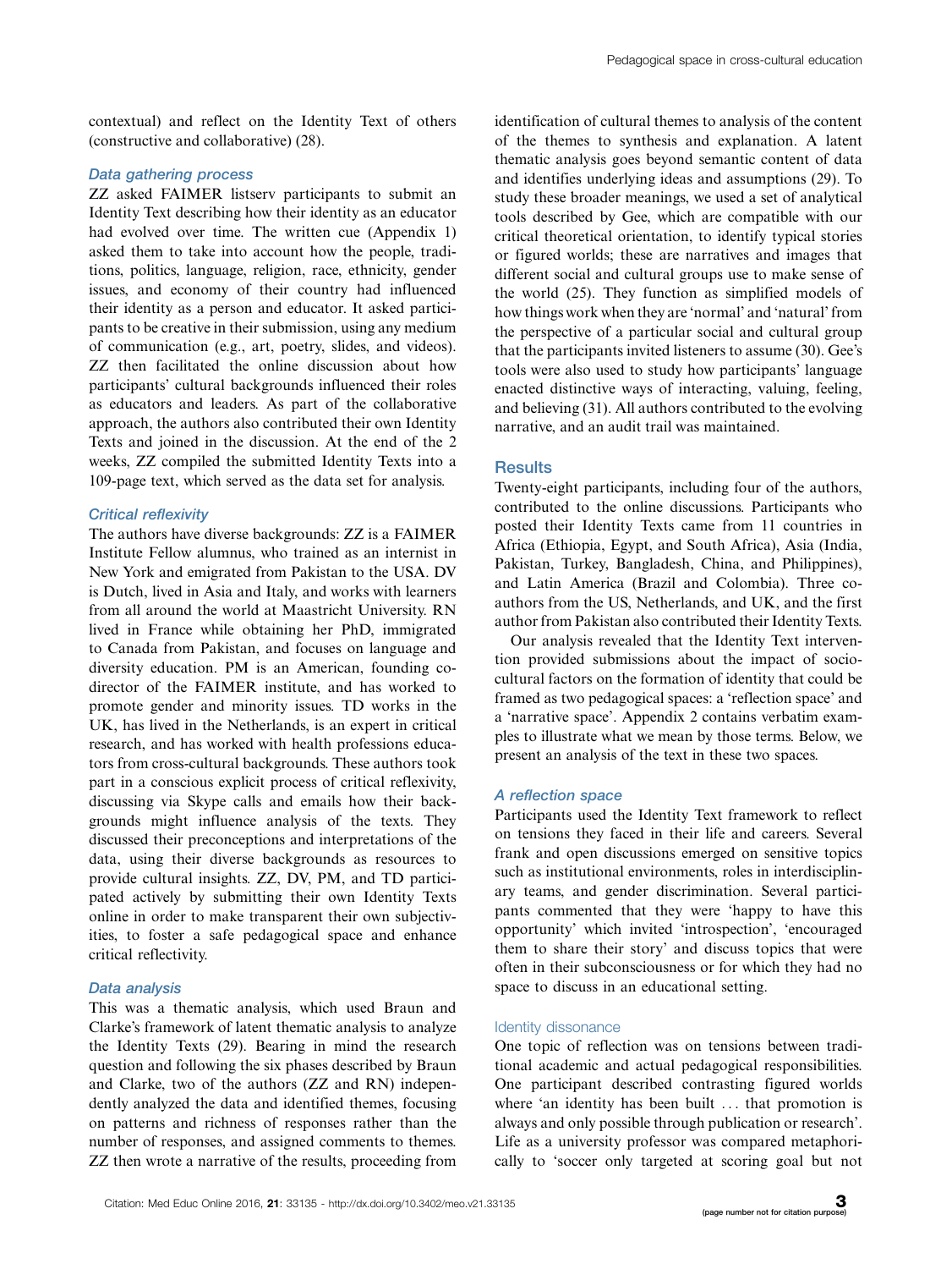contextual) and reflect on the Identity Text of others (constructive and collaborative) (28).

### Data gathering process

ZZ asked FAIMER listserv participants to submit an Identity Text describing how their identity as an educator had evolved over time. The written cue (Appendix 1) asked them to take into account how the people, traditions, politics, language, religion, race, ethnicity, gender issues, and economy of their country had influenced their identity as a person and educator. It asked participants to be creative in their submission, using any medium of communication (e.g., art, poetry, slides, and videos). ZZ then facilitated the online discussion about how participants' cultural backgrounds influenced their roles as educators and leaders. As part of the collaborative approach, the authors also contributed their own Identity Texts and joined in the discussion. At the end of the 2 weeks, ZZ compiled the submitted Identity Texts into a 109-page text, which served as the data set for analysis.

### Critical reflexivity

The authors have diverse backgrounds: ZZ is a FAIMER Institute Fellow alumnus, who trained as an internist in New York and emigrated from Pakistan to the USA. DV is Dutch, lived in Asia and Italy, and works with learners from all around the world at Maastricht University. RN lived in France while obtaining her PhD, immigrated to Canada from Pakistan, and focuses on language and diversity education. PM is an American, founding co-director of the FAIMER institute, and has worked to promote gender and minority issues. TD works in the UK, has lived in the Netherlands, is an expert in critical research, and has worked with health professions educators from cross-cultural backgrounds. These authors took part in a conscious explicit process of critical reflexivity, discussing via Skype calls and emails how their backgrounds might influence analysis of the texts. They discussed their preconceptions and interpretations of the data, using their diverse backgrounds as resources to provide cultural insights. ZZ, DV, PM, and TD participated actively by submitting their own Identity Texts online in order to make transparent their own subjectivities, to foster a safe pedagogical space and enhance critical reflectivity.

### Data analysis

This was a thematic analysis, which used Braun and Clarke's framework of latent thematic analysis to analyze the Identity Texts (29). Bearing in mind the research question and following the six phases described by Braun and Clarke, two of the authors (ZZ and RN) independently analyzed the data and identified themes, focusing on patterns and richness of responses rather than the number of responses, and assigned comments to themes. ZZ then wrote a narrative of the results, proceeding from identification of cultural themes to analysis of the content of the themes to synthesis and explanation. A latent thematic analysis goes beyond semantic content of data and identifies underlying ideas and assumptions (29). To study these broader meanings, we used a set of analytical tools described by Gee, which are compatible with our critical theoretical orientation, to identify typical stories or figured worlds; these are narratives and images that different social and cultural groups use to make sense of the world (25). They function as simplified models of how things work when they are 'normal' and 'natural' from the perspective of a particular social and cultural group that the participants invited listeners to assume (30). Gee's tools were also used to study how participants' language enacted distinctive ways of interacting, valuing, feeling, and believing (31). All authors contributed to the evolving narrative, and an audit trail was maintained.

## Results

Twenty-eight participants, including four of the authors, contributed to the online discussions. Participants who posted their Identity Texts came from 11 countries in Africa (Ethiopia, Egypt, and South Africa), Asia (India, Pakistan, Turkey, Bangladesh, China, and Philippines), and Latin America (Brazil and Colombia). Three co-authors from the US, Netherlands, and UK, and the first author from Pakistan also contributed their Identity Texts.

Our analysis revealed that the Identity Text intervention provided submissions about the impact of socio-cultural factors on the formation of identity that could be framed as two pedagogical spaces: a 'reflection space' and a 'narrative space'. Appendix 2 contains verbatim examples to illustrate what we mean by those terms. Below, we present an analysis of the text in these two spaces.

### A reflection space

Participants used the Identity Text framework to reflect on tensions they faced in their life and careers. Several frank and open discussions emerged on sensitive topics such as institutional environments, roles in interdisciplinary teams, and gender discrimination. Several participants commented that they were 'happy to have this opportunity' which invited 'introspection', 'encouraged them to share their story' and discuss topics that were often in their subconsciousness or for which they had no space to discuss in an educational setting.

#### Identity dissonance

One topic of reflection was on tensions between traditional academic and actual pedagogical responsibilities. One participant described contrasting figured worlds where 'an identity has been built … that promotion is always and only possible through publication or research'. Life as a university professor was compared metaphorically to 'soccer only targeted at scoring goal but not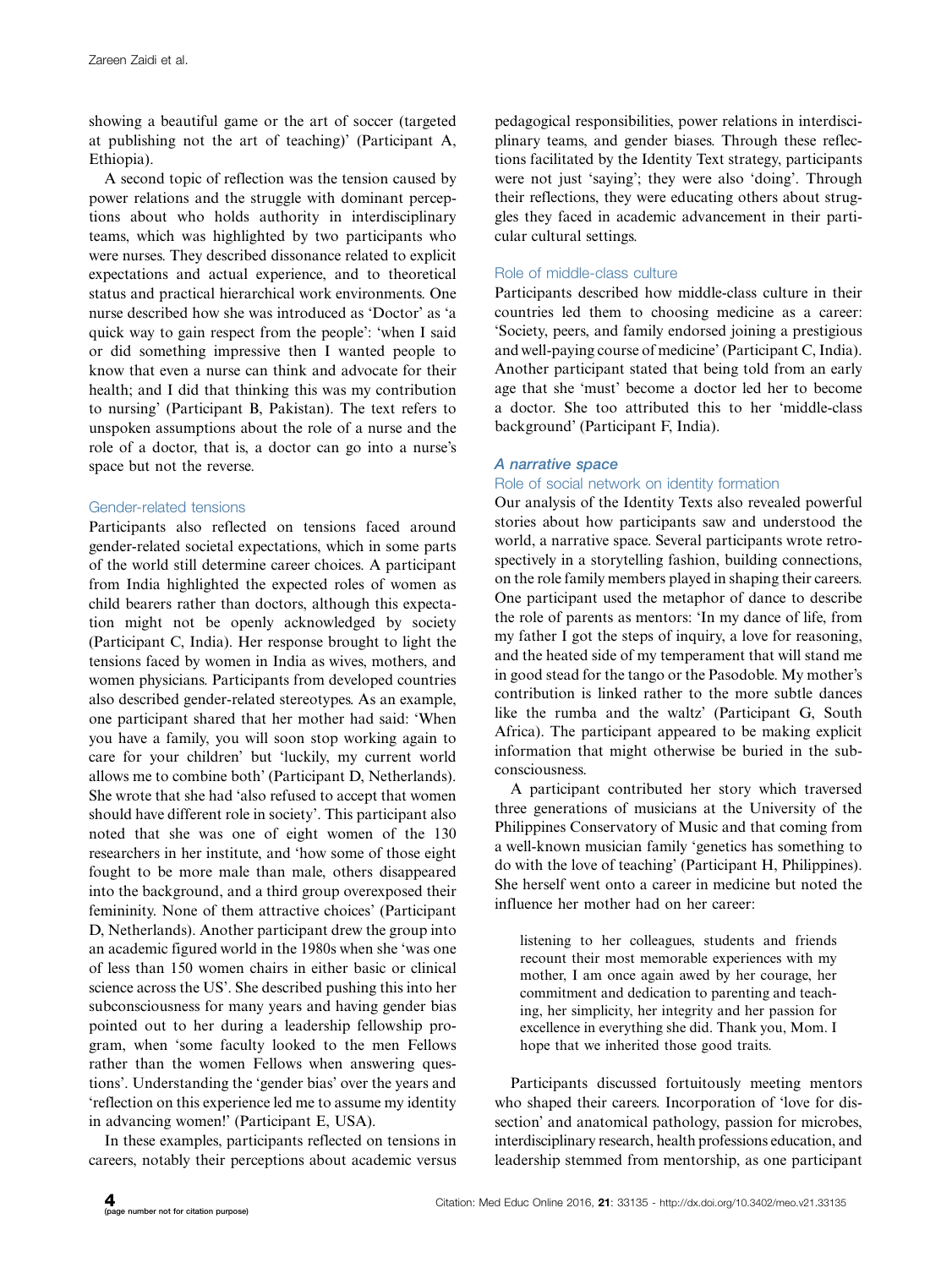showing a beautiful game or the art of soccer (targeted at publishing not the art of teaching)' (Participant A, Ethiopia).

A second topic of reflection was the tension caused by power relations and the struggle with dominant perceptions about who holds authority in interdisciplinary teams, which was highlighted by two participants who were nurses. They described dissonance related to explicit expectations and actual experience, and to theoretical status and practical hierarchical work environments. One nurse described how she was introduced as 'Doctor' as 'a quick way to gain respect from the people': 'when I said or did something impressive then I wanted people to know that even a nurse can think and advocate for their health; and I did that thinking this was my contribution to nursing' (Participant B, Pakistan). The text refers to unspoken assumptions about the role of a nurse and the role of a doctor, that is, a doctor can go into a nurse's space but not the reverse.

### Gender-related tensions

Participants also reflected on tensions faced around gender-related societal expectations, which in some parts of the world still determine career choices. A participant from India highlighted the expected roles of women as child bearers rather than doctors, although this expectation might not be openly acknowledged by society (Participant C, India). Her response brought to light the tensions faced by women in India as wives, mothers, and women physicians. Participants from developed countries also described gender-related stereotypes. As an example, one participant shared that her mother had said: 'When you have a family, you will soon stop working again to care for your children' but 'luckily, my current world allows me to combine both' (Participant D, Netherlands). She wrote that she had 'also refused to accept that women should have different role in society'. This participant also noted that she was one of eight women of the 130 researchers in her institute, and 'how some of those eight fought to be more male than male, others disappeared into the background, and a third group overexposed their femininity. None of them attractive choices' (Participant D, Netherlands). Another participant drew the group into an academic figured world in the 1980s when she 'was one of less than 150 women chairs in either basic or clinical science across the US'. She described pushing this into her subconsciousness for many years and having gender bias pointed out to her during a leadership fellowship program, when 'some faculty looked to the men Fellows rather than the women Fellows when answering questions'. Understanding the 'gender bias' over the years and 'reflection on this experience led me to assume my identity in advancing women!' (Participant E, USA).

In these examples, participants reflected on tensions in careers, notably their perceptions about academic versus pedagogical responsibilities, power relations in interdisciplinary teams, and gender biases. Through these reflections facilitated by the Identity Text strategy, participants were not just 'saying'; they were also 'doing'. Through their reflections, they were educating others about struggles they faced in academic advancement in their particular cultural settings.

### Role of middle-class culture

Participants described how middle-class culture in their countries led them to choosing medicine as a career: 'Society, peers, and family endorsed joining a prestigious and well-paying course of medicine' (Participant C, India). Another participant stated that being told from an early age that she 'must' become a doctor led her to become a doctor. She too attributed this to her 'middle-class background' (Participant F, India).

## *A narrative space*

### Role of social network on identity formation

Our analysis of the Identity Texts also revealed powerful stories about how participants saw and understood the world, a narrative space. Several participants wrote retrospectively in a storytelling fashion, building connections, on the role family members played in shaping their careers. One participant used the metaphor of dance to describe the role of parents as mentors: 'In my dance of life, from my father I got the steps of inquiry, a love for reasoning, and the heated side of my temperament that will stand me in good stead for the tango or the Pasodoble. My mother's contribution is linked rather to the more subtle dances like the rumba and the waltz' (Participant G, South Africa). The participant appeared to be making explicit information that might otherwise be buried in the subconsciousness.

A participant contributed her story which traversed three generations of musicians at the University of the Philippines Conservatory of Music and that coming from a well-known musician family 'genetics has something to do with the love of teaching' (Participant H, Philippines). She herself went onto a career in medicine but noted the influence her mother had on her career:

> listening to her colleagues, students and friends recount their most memorable experiences with my mother, I am once again awed by her courage, her commitment and dedication to parenting and teaching, her simplicity, her integrity and her passion for excellence in everything she did. Thank you, Mom. I hope that we inherited those good traits.

Participants discussed fortuitously meeting mentors who shaped their careers. Incorporation of 'love for dissection' and anatomical pathology, passion for microbes, interdisciplinary research, health professions education, and leadership stemmed from mentorship, as one participant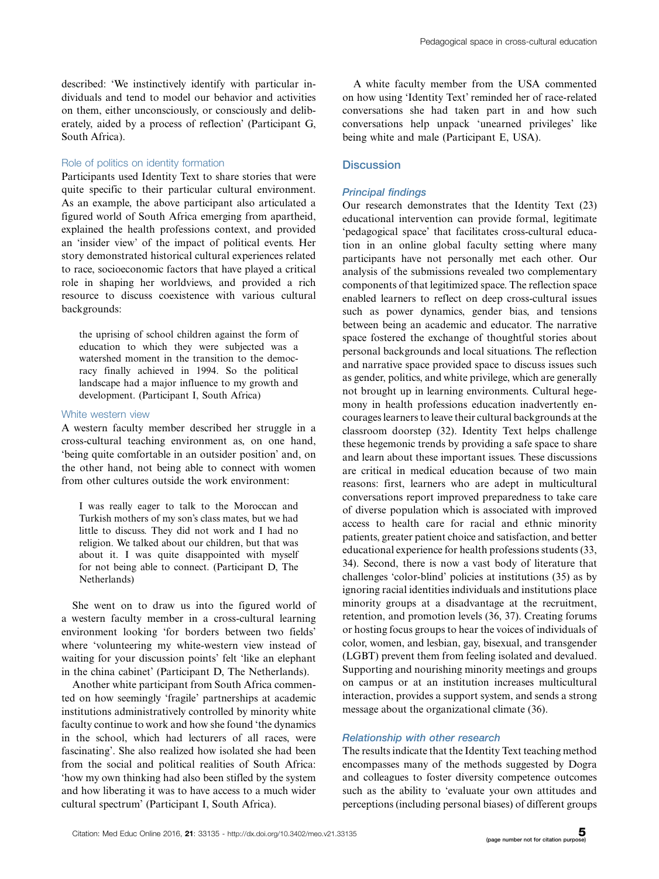described: 'We instinctively identify with particular individuals and tend to model our behavior and activities on them, either unconsciously, or consciously and deliberately, aided by a process of reflection' (Participant G, South Africa).

### Role of politics on identity formation

Participants used Identity Text to share stories that were quite specific to their particular cultural environment. As an example, the above participant also articulated a figured world of South Africa emerging from apartheid, explained the health professions context, and provided an 'insider view' of the impact of political events. Her story demonstrated historical cultural experiences related to race, socioeconomic factors that have played a critical role in shaping her worldviews, and provided a rich resource to discuss coexistence with various cultural backgrounds:

> the uprising of school children against the form of education to which they were subjected was a watershed moment in the transition to the democracy finally achieved in 1994. So the political landscape had a major influence to my growth and development. (Participant I, South Africa)

### White western view

A western faculty member described her struggle in a cross-cultural teaching environment as, on one hand, 'being quite comfortable in an outsider position' and, on the other hand, not being able to connect with women from other cultures outside the work environment:

> I was really eager to talk to the Moroccan and Turkish mothers of my son's class mates, but we had little to discuss. They did not work and I had no religion. We talked about our children, but that was about it. I was quite disappointed with myself for not being able to connect. (Participant D, The Netherlands)

She went on to draw us into the figured world of a western faculty member in a cross-cultural learning environment looking 'for borders between two fields' where 'volunteering my white-western view instead of waiting for your discussion points' felt 'like an elephant in the china cabinet' (Participant D, The Netherlands).

Another white participant from South Africa commented on how seemingly 'fragile' partnerships at academic institutions administratively controlled by minority white faculty continue to work and how she found 'the dynamics in the school, which had lecturers of all races, were fascinating'. She also realized how isolated she had been from the social and political realities of South Africa: 'how my own thinking had also been stifled by the system and how liberating it was to have access to a much wider cultural spectrum' (Participant I, South Africa).

A white faculty member from the USA commented on how using 'Identity Text' reminded her of race-related conversations she had taken part in and how such conversations help unpack 'unearned privileges' like being white and male (Participant E, USA).

## Discussion

### *Principal findings*

Our research demonstrates that the Identity Text (23) educational intervention can provide formal, legitimate 'pedagogical space' that facilitates cross-cultural education in an online global faculty setting where many participants have not personally met each other. Our analysis of the submissions revealed two complementary components of that legitimized space. The reflection space enabled learners to reflect on deep cross-cultural issues such as power dynamics, gender bias, and tensions between being an academic and educator. The narrative space fostered the exchange of thoughtful stories about personal backgrounds and local situations. The reflection and narrative space provided space to discuss issues such as gender, politics, and white privilege, which are generally not brought up in learning environments. Cultural hegemony in health professions education inadvertently encourages learners to leave their cultural backgrounds at the classroom doorstep (32). Identity Text helps challenge these hegemonic trends by providing a safe space to share and learn about these important issues. These discussions are critical in medical education because of two main reasons: first, learners who are adept in multicultural conversations report improved preparedness to take care of diverse population which is associated with improved access to health care for racial and ethnic minority patients, greater patient choice and satisfaction, and better educational experience for health professions students (33, 34). Second, there is now a vast body of literature that challenges 'color-blind' policies at institutions (35) as by ignoring racial identities individuals and institutions place minority groups at a disadvantage at the recruitment, retention, and promotion levels (36, 37). Creating forums or hosting focus groups to hear the voices of individuals of color, women, and lesbian, gay, bisexual, and transgender (LGBT) prevent them from feeling isolated and devalued. Supporting and nourishing minority meetings and groups on campus or at an institution increases multicultural interaction, provides a support system, and sends a strong message about the organizational climate (36).

### *Relationship with other research*

The results indicate that the Identity Text teaching method encompasses many of the methods suggested by Dogra and colleagues to foster diversity competence outcomes such as the ability to 'evaluate your own attitudes and perceptions (including personal biases) of different groups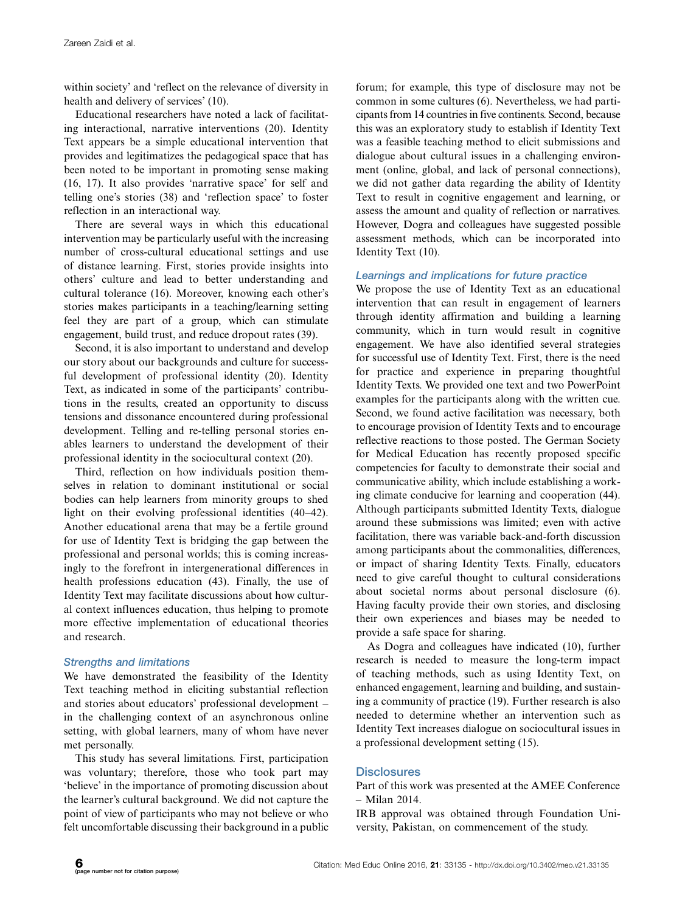within society' and 'reflect on the relevance of diversity in health and delivery of services' (10).

Educational researchers have noted a lack of facilitating interactional, narrative interventions (20). Identity Text appears be a simple educational intervention that provides and legitimizes the pedagogical space that has been noted to be important in promoting sense making (16, 17). It also provides 'narrative space' for self and telling one's stories (38) and 'reflection space' to foster reflection in an interactional way.

There are several ways in which this educational intervention may be particularly useful with the increasing number of cross-cultural educational settings and use of distance learning. First, stories provide insights into others' culture and lead to better understanding and cultural tolerance (16). Moreover, knowing each other's stories makes participants in a teaching/learning setting feel they are part of a group, which can stimulate engagement, build trust, and reduce dropout rates (39).

Second, it is also important to understand and develop our story about our backgrounds and culture for successful development of professional identity (20). Identity Text, as indicated in some of the participants' contributions in the results, created an opportunity to discuss tensions and dissonance encountered during professional development. Telling and re-telling personal stories enables learners to understand the development of their professional identity in the sociocultural context (20).

Third, reflection on how individuals position themselves in relation to dominant institutional or social bodies can help learners from minority groups to shed light on their evolving professional identities (40–42). Another educational arena that may be a fertile ground for use of Identity Text is bridging the gap between the professional and personal worlds; this is coming increasingly to the forefront in intergenerational differences in health professions education (43). Finally, the use of Identity Text may facilitate discussions about how cultural context influences education, thus helping to promote more effective implementation of educational theories and research.

### Strengths and limitations

We have demonstrated the feasibility of the Identity Text teaching method in eliciting substantial reflection and stories about educators' professional development – in the challenging context of an asynchronous online setting, with global learners, many of whom have never met personally.

This study has several limitations. First, participation was voluntary; therefore, those who took part may 'believe' in the importance of promoting discussion about the learner's cultural background. We did not capture the point of view of participants who may not believe or who felt uncomfortable discussing their background in a public forum; for example, this type of disclosure may not be common in some cultures (6). Nevertheless, we had participants from 14 countries in five continents. Second, because this was an exploratory study to establish if Identity Text was a feasible teaching method to elicit submissions and dialogue about cultural issues in a challenging environment (online, global, and lack of personal connections), we did not gather data regarding the ability of Identity Text to result in cognitive engagement and learning, or assess the amount and quality of reflection or narratives. However, Dogra and colleagues have suggested possible assessment methods, which can be incorporated into Identity Text (10).

### Learnings and implications for future practice

We propose the use of Identity Text as an educational intervention that can result in engagement of learners through identity affirmation and building a learning community, which in turn would result in cognitive engagement. We have also identified several strategies for successful use of Identity Text. First, there is the need for practice and experience in preparing thoughtful Identity Texts. We provided one text and two PowerPoint examples for the participants along with the written cue. Second, we found active facilitation was necessary, both to encourage provision of Identity Texts and to encourage reflective reactions to those posted. The German Society for Medical Education has recently proposed specific competencies for faculty to demonstrate their social and communicative ability, which include establishing a working climate conducive for learning and cooperation (44). Although participants submitted Identity Texts, dialogue around these submissions was limited; even with active facilitation, there was variable back-and-forth discussion among participants about the commonalities, differences, or impact of sharing Identity Texts. Finally, educators need to give careful thought to cultural considerations about societal norms about personal disclosure (6). Having faculty provide their own stories, and disclosing their own experiences and biases may be needed to provide a safe space for sharing.

As Dogra and colleagues have indicated (10), further research is needed to measure the long-term impact of teaching methods, such as using Identity Text, on enhanced engagement, learning and building, and sustaining a community of practice (19). Further research is also needed to determine whether an intervention such as Identity Text increases dialogue on sociocultural issues in a professional development setting (15).

## Disclosures

Part of this work was presented at the AMEE Conference – Milan 2014.

IRB approval was obtained through Foundation University, Pakistan, on commencement of the study.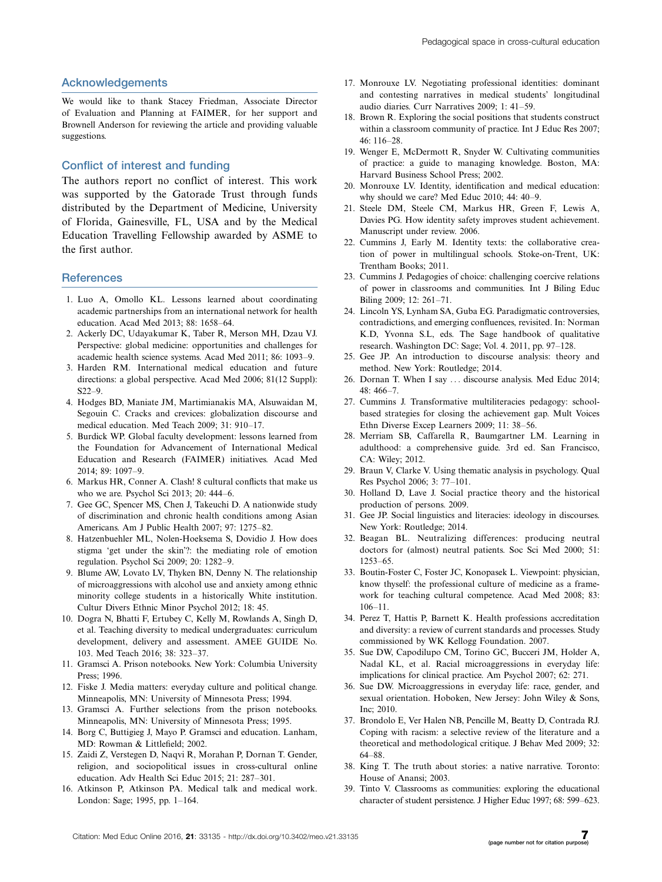## Acknowledgements

We would like to thank Stacey Friedman, Associate Director of Evaluation and Planning at FAIMER, for her support and Brownell Anderson for reviewing the article and providing valuable suggestions.

## Conflict of interest and funding

The authors report no conflict of interest. This work was supported by the Gatorade Trust through funds distributed by the Department of Medicine, University of Florida, Gainesville, FL, USA and by the Medical Education Travelling Fellowship awarded by ASME to the first author.

## References

1. Luo A, Omollo KL. Lessons learned about coordinating academic partnerships from an international network for health education. Acad Med 2013; 88: 1658–64.
2. Ackerly DC, Udayakumar K, Taber R, Merson MH, Dzau VJ. Perspective: global medicine: opportunities and challenges for academic health science systems. Acad Med 2011; 86: 1093–9.
3. Harden RM. International medical education and future directions: a global perspective. Acad Med 2006; 81(12 Suppl): S22–9.
4. Hodges BD, Maniate JM, Martimianakis MA, Alsuwaidan M, Segouin C. Cracks and crevices: globalization discourse and medical education. Med Teach 2009; 31: 910–17.
5. Burdick WP. Global faculty development: lessons learned from the Foundation for Advancement of International Medical Education and Research (FAIMER) initiatives. Acad Med 2014; 89: 1097–9.
6. Markus HR, Conner A. Clash! 8 cultural conflicts that make us who we are. Psychol Sci 2013; 20: 444–6.
7. Gee GC, Spencer MS, Chen J, Takeuchi D. A nationwide study of discrimination and chronic health conditions among Asian Americans. Am J Public Health 2007; 97: 1275–82.
8. Hatzenbuehler ML, Nolen-Hoeksema S, Dovidio J. How does stigma 'get under the skin'?: the mediating role of emotion regulation. Psychol Sci 2009; 20: 1282–9.
9. Blume AW, Lovato LV, Thyken BN, Denny N. The relationship of microaggressions with alcohol use and anxiety among ethnic minority college students in a historically White institution. Cultur Divers Ethnic Minor Psychol 2012; 18: 45.
10. Dogra N, Bhatti F, Ertubey C, Kelly M, Rowlands A, Singh D, et al. Teaching diversity to medical undergraduates: curriculum development, delivery and assessment. AMEE GUIDE No. 103. Med Teach 2016; 38: 323–37.
11. Gramsci A. Prison notebooks. New York: Columbia University Press; 1996.
12. Fiske J. Media matters: everyday culture and political change. Minneapolis, MN: University of Minnesota Press; 1994.
13. Gramsci A. Further selections from the prison notebooks. Minneapolis, MN: University of Minnesota Press; 1995.
14. Borg C, Buttigieg J, Mayo P. Gramsci and education. Lanham, MD: Rowman & Littlefield; 2002.
15. Zaidi Z, Verstegen D, Naqvi R, Morahan P, Dornan T. Gender, religion, and sociopolitical issues in cross-cultural online education. Adv Health Sci Educ 2015; 21: 287–301.
16. Atkinson P, Atkinson PA. Medical talk and medical work. London: Sage; 1995, pp. 1–164.
17. Monrouxe LV. Negotiating professional identities: dominant and contesting narratives in medical students' longitudinal audio diaries. Curr Narratives 2009; 1: 41–59.
18. Brown R. Exploring the social positions that students construct within a classroom community of practice. Int J Educ Res 2007; 46: 116–28.
19. Wenger E, McDermott R, Snyder W. Cultivating communities of practice: a guide to managing knowledge. Boston, MA: Harvard Business School Press; 2002.
20. Monrouxe LV. Identity, identification and medical education: why should we care? Med Educ 2010; 44: 40–9.
21. Steele DM, Steele CM, Markus HR, Green F, Lewis A, Davies PG. How identity safety improves student achievement. Manuscript under review. 2006.
22. Cummins J, Early M. Identity texts: the collaborative creation of power in multilingual schools. Stoke-on-Trent, UK: Trentham Books; 2011.
23. Cummins J. Pedagogies of choice: challenging coercive relations of power in classrooms and communities. Int J Biling Educ Biling 2009; 12: 261–71.
24. Lincoln YS, Lynham SA, Guba EG. Paradigmatic controversies, contradictions, and emerging confluences, revisited. In: Norman K.D, Yvonna S.L, eds. The Sage handbook of qualitative research. Washington DC: Sage; Vol. 4. 2011, pp. 97–128.
25. Gee JP. An introduction to discourse analysis: theory and method. New York: Routledge; 2014.
26. Dornan T. When I say … discourse analysis. Med Educ 2014; 48: 466–7.
27. Cummins J. Transformative multiliteracies pedagogy: school-based strategies for closing the achievement gap. Mult Voices Ethn Diverse Excep Learners 2009; 11: 38–56.
28. Merriam SB, Caffarella R, Baumgartner LM. Learning in adulthood: a comprehensive guide. 3rd ed. San Francisco, CA: Wiley; 2012.
29. Braun V, Clarke V. Using thematic analysis in psychology. Qual Res Psychol 2006; 3: 77–101.
30. Holland D, Lave J. Social practice theory and the historical production of persons. 2009.
31. Gee JP. Social linguistics and literacies: ideology in discourses. New York: Routledge; 2014.
32. Beagan BL. Neutralizing differences: producing neutral doctors for (almost) neutral patients. Soc Sci Med 2000; 51: 1253–65.
33. Boutin-Foster C, Foster JC, Konopasek L. Viewpoint: physician, know thyself: the professional culture of medicine as a framework for teaching cultural competence. Acad Med 2008; 83: 106–11.
34. Perez T, Hattis P, Barnett K. Health professions accreditation and diversity: a review of current standards and processes. Study commissioned by WK Kellogg Foundation. 2007.
35. Sue DW, Capodilupo CM, Torino GC, Bucceri JM, Holder A, Nadal KL, et al. Racial microaggressions in everyday life: implications for clinical practice. Am Psychol 2007; 62: 271.
36. Sue DW. Microaggressions in everyday life: race, gender, and sexual orientation. Hoboken, New Jersey: John Wiley & Sons, Inc; 2010.
37. Brondolo E, Ver Halen NB, Pencille M, Beatty D, Contrada RJ. Coping with racism: a selective review of the literature and a theoretical and methodological critique. J Behav Med 2009; 32: 64–88.
38. King T. The truth about stories: a native narrative. Toronto: House of Anansi; 2003.
39. Tinto V. Classrooms as communities: exploring the educational character of student persistence. J Higher Educ 1997; 68: 599–623.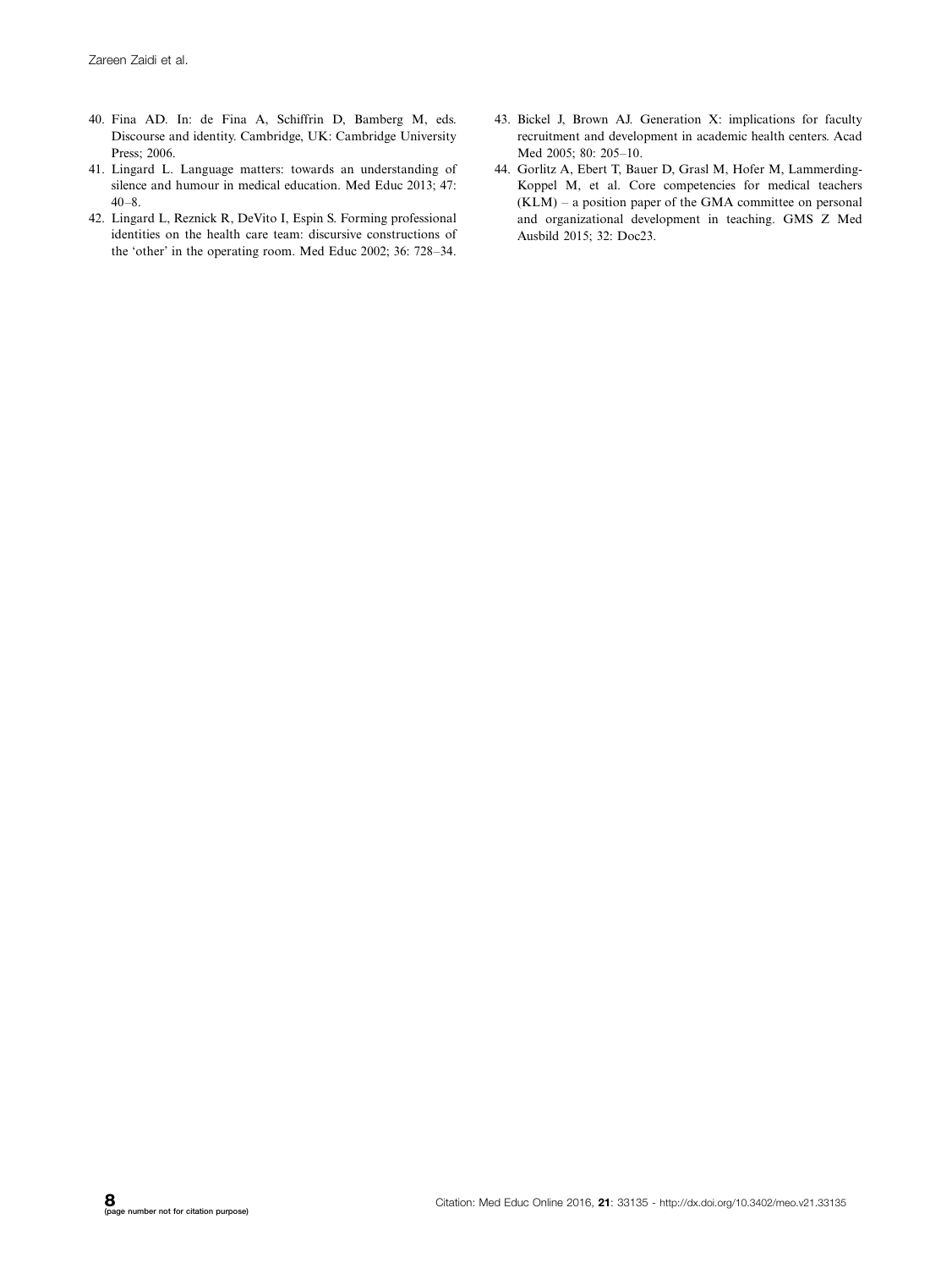40. Fina AD. In: de Fina A, Schiffrin D, Bamberg M, eds. Discourse and identity. Cambridge, UK: Cambridge University Press; 2006.
41. Lingard L. Language matters: towards an understanding of silence and humour in medical education. Med Educ 2013; 47: 40–8.
42. Lingard L, Reznick R, DeVito I, Espin S. Forming professional identities on the health care team: discursive constructions of the 'other' in the operating room. Med Educ 2002; 36: 728–34.
43. Bickel J, Brown AJ. Generation X: implications for faculty recruitment and development in academic health centers. Acad Med 2005; 80: 205–10.
44. Gorlitz A, Ebert T, Bauer D, Grasl M, Hofer M, Lammerding-Koppel M, et al. Core competencies for medical teachers (KLM) – a position paper of the GMA committee on personal and organizational development in teaching. GMS Z Med Ausbild 2015; 32: Doc23.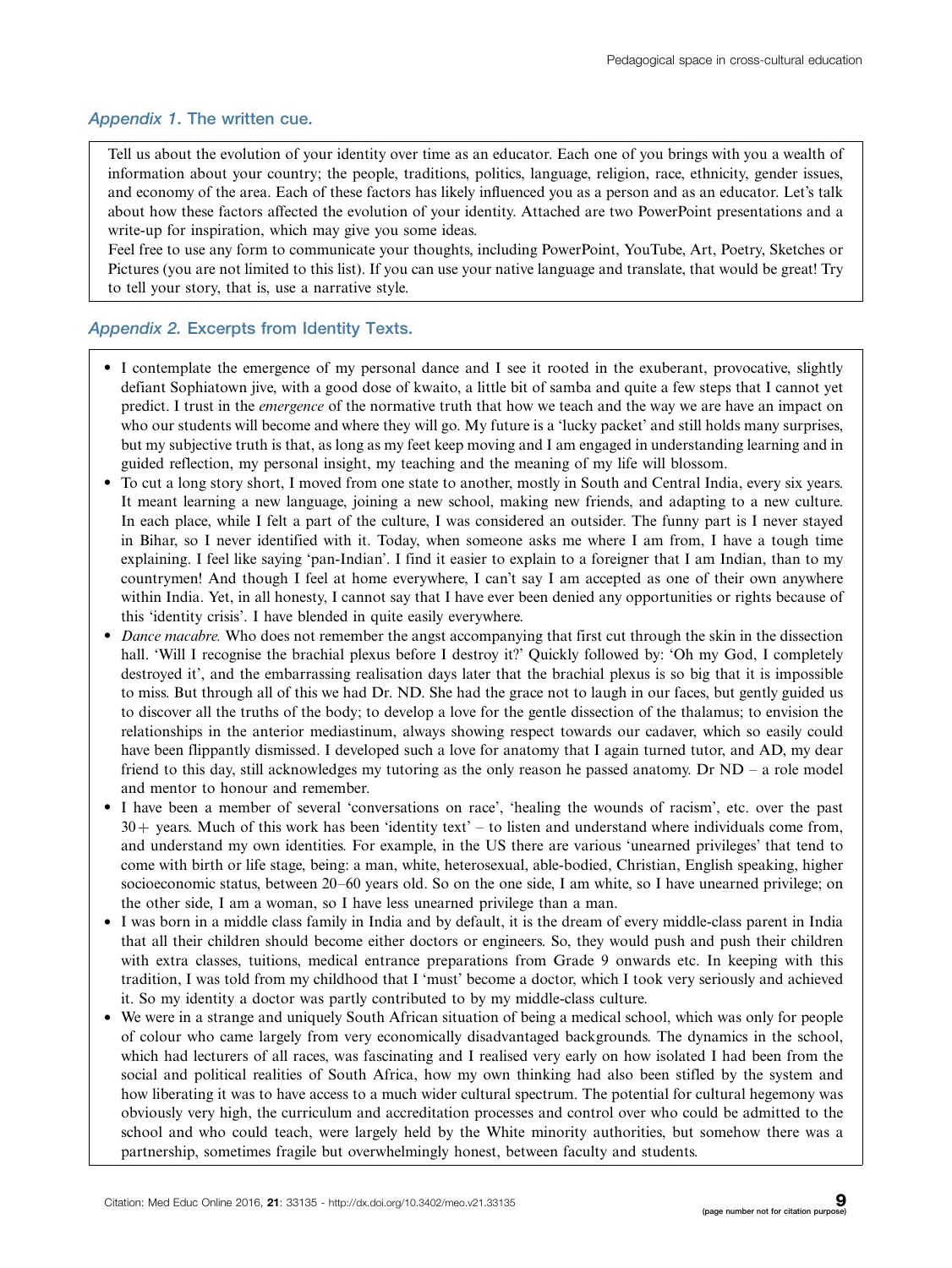### *Appendix 1*. The written cue.

Tell us about the evolution of your identity over time as an educator. Each one of you brings with you a wealth of information about your country; the people, traditions, politics, language, religion, race, ethnicity, gender issues, and economy of the area. Each of these factors has likely influenced you as a person and as an educator. Let's talk about how these factors affected the evolution of your identity. Attached are two PowerPoint presentations and a write-up for inspiration, which may give you some ideas.
Feel free to use any form to communicate your thoughts, including PowerPoint, YouTube, Art, Poetry, Sketches or Pictures (you are not limited to this list). If you can use your native language and translate, that would be great! Try to tell your story, that is, use a narrative style.

### *Appendix 2*. Excerpts from Identity Texts.

- I contemplate the emergence of my personal dance and I see it rooted in the exuberant, provocative, slightly defiant Sophiatown jive, with a good dose of kwaito, a little bit of samba and quite a few steps that I cannot yet predict. I trust in the *emergence* of the normative truth that how we teach and the way we are have an impact on who our students will become and where they will go. My future is a 'lucky packet' and still holds many surprises, but my subjective truth is that, as long as my feet keep moving and I am engaged in understanding learning and in guided reflection, my personal insight, my teaching and the meaning of my life will blossom.
- To cut a long story short, I moved from one state to another, mostly in South and Central India, every six years. It meant learning a new language, joining a new school, making new friends, and adapting to a new culture. In each place, while I felt a part of the culture, I was considered an outsider. The funny part is I never stayed in Bihar, so I never identified with it. Today, when someone asks me where I am from, I have a tough time explaining. I feel like saying 'pan-Indian'. I find it easier to explain to a foreigner that I am Indian, than to my countrymen! And though I feel at home everywhere, I can't say I am accepted as one of their own anywhere within India. Yet, in all honesty, I cannot say that I have ever been denied any opportunities or rights because of this 'identity crisis'. I have blended in quite easily everywhere.
- *Dance macabre.* Who does not remember the angst accompanying that first cut through the skin in the dissection hall. 'Will I recognise the brachial plexus before I destroy it?' Quickly followed by: 'Oh my God, I completely destroyed it', and the embarrassing realisation days later that the brachial plexus is so big that it is impossible to miss. But through all of this we had Dr. ND. She had the grace not to laugh in our faces, but gently guided us to discover all the truths of the body; to develop a love for the gentle dissection of the thalamus; to envision the relationships in the anterior mediastinum, always showing respect towards our cadaver, which so easily could have been flippantly dismissed. I developed such a love for anatomy that I again turned tutor, and AD, my dear friend to this day, still acknowledges my tutoring as the only reason he passed anatomy. Dr ND – a role model and mentor to honour and remember.
- I have been a member of several 'conversations on race', 'healing the wounds of racism', etc. over the past 30+ years. Much of this work has been 'identity text' – to listen and understand where individuals come from, and understand my own identities. For example, in the US there are various 'unearned privileges' that tend to come with birth or life stage, being: a man, white, heterosexual, able-bodied, Christian, English speaking, higher socioeconomic status, between 20–60 years old. So on the one side, I am white, so I have unearned privilege; on the other side, I am a woman, so I have less unearned privilege than a man.
- I was born in a middle class family in India and by default, it is the dream of every middle-class parent in India that all their children should become either doctors or engineers. So, they would push and push their children with extra classes, tuitions, medical entrance preparations from Grade 9 onwards etc. In keeping with this tradition, I was told from my childhood that I 'must' become a doctor, which I took very seriously and achieved it. So my identity a doctor was partly contributed to by my middle-class culture.
- We were in a strange and uniquely South African situation of being a medical school, which was only for people of colour who came largely from very economically disadvantaged backgrounds. The dynamics in the school, which had lecturers of all races, was fascinating and I realised very early on how isolated I had been from the social and political realities of South Africa, how my own thinking had also been stifled by the system and how liberating it was to have access to a much wider cultural spectrum. The potential for cultural hegemony was obviously very high, the curriculum and accreditation processes and control over who could be admitted to the school and who could teach, were largely held by the White minority authorities, but somehow there was a partnership, sometimes fragile but overwhelmingly honest, between faculty and students.